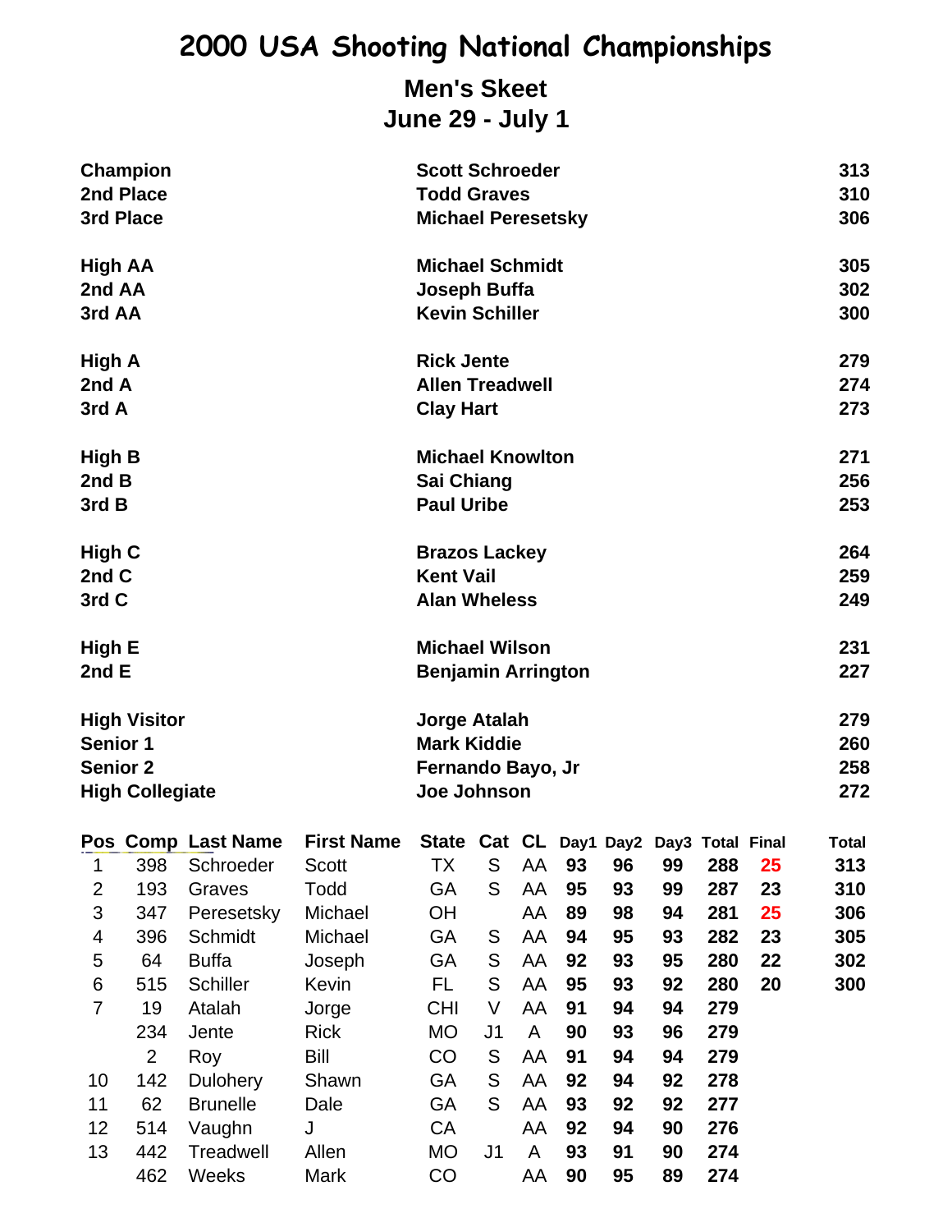# 2000 USA Shooting National Championships

## Men's Skeet

## June 29 - July 1

| | | |
|---|---|---|
| **Champion** | **Scott Schroeder** | **313** |
| **2nd Place** | **Todd Graves** | **310** |
| **3rd Place** | **Michael Peresetsky** | **306** |
| **High AA** | **Michael Schmidt** | **305** |
| **2nd AA** | **Joseph Buffa** | **302** |
| **3rd AA** | **Kevin Schiller** | **300** |
| **High A** | **Rick Jente** | **279** |
| **2nd A** | **Allen Treadwell** | **274** |
| **3rd A** | **Clay Hart** | **273** |
| **High B** | **Michael Knowlton** | **271** |
| **2nd B** | **Sai Chiang** | **256** |
| **3rd B** | **Paul Uribe** | **253** |
| **High C** | **Brazos Lackey** | **264** |
| **2nd C** | **Kent Vail** | **259** |
| **3rd C** | **Alan Wheless** | **249** |
| **High E** | **Michael Wilson** | **231** |
| **2nd E** | **Benjamin Arrington** | **227** |
| **High Visitor** | **Jorge Atalah** | **279** |
| **Senior 1** | **Mark Kiddie** | **260** |
| **Senior 2** | **Fernando Bayo, Jr** | **258** |
| **High Collegiate** | **Joe Johnson** | **272** |

| Pos | Comp | Last Name | First Name | State | Cat | CL | Day1 | Day2 | Day3 | Total | Final | Total |
|---|---|---|---|---|---|---|---|---|---|---|---|---|
| 1 | 398 | Schroeder | Scott | TX | S | AA | 93 | 96 | 99 | 288 | 25 | 313 |
| 2 | 193 | Graves | Todd | GA | S | AA | 95 | 93 | 99 | 287 | 23 | 310 |
| 3 | 347 | Peresetsky | Michael | OH | | AA | 89 | 98 | 94 | 281 | 25 | 306 |
| 4 | 396 | Schmidt | Michael | GA | S | AA | 94 | 95 | 93 | 282 | 23 | 305 |
| 5 | 64 | Buffa | Joseph | GA | S | AA | 92 | 93 | 95 | 280 | 22 | 302 |
| 6 | 515 | Schiller | Kevin | FL | S | AA | 95 | 93 | 92 | 280 | 20 | 300 |
| 7 | 19 | Atalah | Jorge | CHI | V | AA | 91 | 94 | 94 | 279 | | |
| | 234 | Jente | Rick | MO | J1 | A | 90 | 93 | 96 | 279 | | |
| | 2 | Roy | Bill | CO | S | AA | 91 | 94 | 94 | 279 | | |
| 10 | 142 | Dulohery | Shawn | GA | S | AA | 92 | 94 | 92 | 278 | | |
| 11 | 62 | Brunelle | Dale | GA | S | AA | 93 | 92 | 92 | 277 | | |
| 12 | 514 | Vaughn | J | CA | | AA | 92 | 94 | 90 | 276 | | |
| 13 | 442 | Treadwell | Allen | MO | J1 | A | 93 | 91 | 90 | 274 | | |
| | 462 | Weeks | Mark | CO | | AA | 90 | 95 | 89 | 274 | | |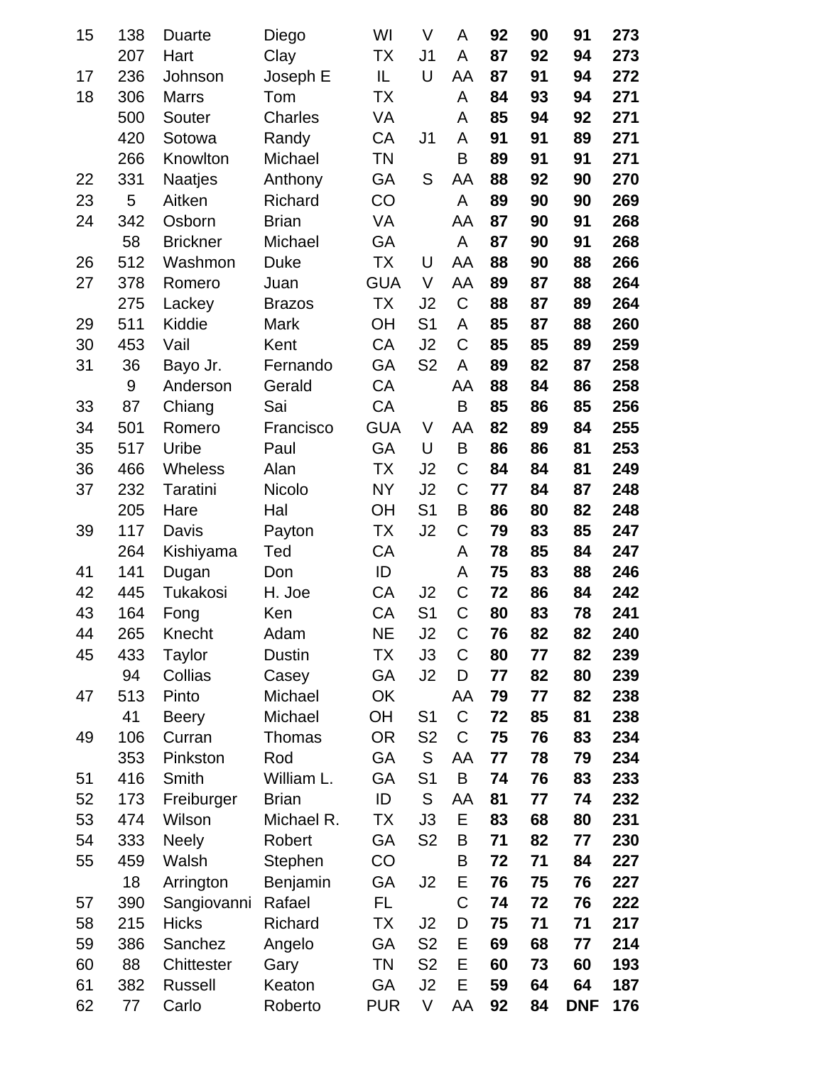| | | | | | | | | | | |
|---|---|---|---|---|---|---|---|---|---|---|
| 15 | 138 | Duarte | Diego | WI | V | A | **92** | **90** | **91** | **273** |
| | 207 | Hart | Clay | TX | J1 | A | **87** | **92** | **94** | **273** |
| 17 | 236 | Johnson | Joseph E | IL | U | AA | **87** | **91** | **94** | **272** |
| 18 | 306 | Marrs | Tom | TX | | A | **84** | **93** | **94** | **271** |
| | 500 | Souter | Charles | VA | | A | **85** | **94** | **92** | **271** |
| | 420 | Sotowa | Randy | CA | J1 | A | **91** | **91** | **89** | **271** |
| | 266 | Knowlton | Michael | TN | | B | **89** | **91** | **91** | **271** |
| 22 | 331 | Naatjes | Anthony | GA | S | AA | **88** | **92** | **90** | **270** |
| 23 | 5 | Aitken | Richard | CO | | A | **89** | **90** | **90** | **269** |
| 24 | 342 | Osborn | Brian | VA | | AA | **87** | **90** | **91** | **268** |
| | 58 | Brickner | Michael | GA | | A | **87** | **90** | **91** | **268** |
| 26 | 512 | Washmon | Duke | TX | U | AA | **88** | **90** | **88** | **266** |
| 27 | 378 | Romero | Juan | GUA | V | AA | **89** | **87** | **88** | **264** |
| | 275 | Lackey | Brazos | TX | J2 | C | **88** | **87** | **89** | **264** |
| 29 | 511 | Kiddie | Mark | OH | S1 | A | **85** | **87** | **88** | **260** |
| 30 | 453 | Vail | Kent | CA | J2 | C | **85** | **85** | **89** | **259** |
| 31 | 36 | Bayo Jr. | Fernando | GA | S2 | A | **89** | **82** | **87** | **258** |
| | 9 | Anderson | Gerald | CA | | AA | **88** | **84** | **86** | **258** |
| 33 | 87 | Chiang | Sai | CA | | B | **85** | **86** | **85** | **256** |
| 34 | 501 | Romero | Francisco | GUA | V | AA | **82** | **89** | **84** | **255** |
| 35 | 517 | Uribe | Paul | GA | U | B | **86** | **86** | **81** | **253** |
| 36 | 466 | Wheless | Alan | TX | J2 | C | **84** | **84** | **81** | **249** |
| 37 | 232 | Taratini | Nicolo | NY | J2 | C | **77** | **84** | **87** | **248** |
| | 205 | Hare | Hal | OH | S1 | B | **86** | **80** | **82** | **248** |
| 39 | 117 | Davis | Payton | TX | J2 | C | **79** | **83** | **85** | **247** |
| | 264 | Kishiyama | Ted | CA | | A | **78** | **85** | **84** | **247** |
| 41 | 141 | Dugan | Don | ID | | A | **75** | **83** | **88** | **246** |
| 42 | 445 | Tukakosi | H. Joe | CA | J2 | C | **72** | **86** | **84** | **242** |
| 43 | 164 | Fong | Ken | CA | S1 | C | **80** | **83** | **78** | **241** |
| 44 | 265 | Knecht | Adam | NE | J2 | C | **76** | **82** | **82** | **240** |
| 45 | 433 | Taylor | Dustin | TX | J3 | C | **80** | **77** | **82** | **239** |
| | 94 | Collias | Casey | GA | J2 | D | **77** | **82** | **80** | **239** |
| 47 | 513 | Pinto | Michael | OK | | AA | **79** | **77** | **82** | **238** |
| | 41 | Beery | Michael | OH | S1 | C | **72** | **85** | **81** | **238** |
| 49 | 106 | Curran | Thomas | OR | S2 | C | **75** | **76** | **83** | **234** |
| | 353 | Pinkston | Rod | GA | S | AA | **77** | **78** | **79** | **234** |
| 51 | 416 | Smith | William L. | GA | S1 | B | **74** | **76** | **83** | **233** |
| 52 | 173 | Freiburger | Brian | ID | S | AA | **81** | **77** | **74** | **232** |
| 53 | 474 | Wilson | Michael R. | TX | J3 | E | **83** | **68** | **80** | **231** |
| 54 | 333 | Neely | Robert | GA | S2 | B | **71** | **82** | **77** | **230** |
| 55 | 459 | Walsh | Stephen | CO | | B | **72** | **71** | **84** | **227** |
| | 18 | Arrington | Benjamin | GA | J2 | E | **76** | **75** | **76** | **227** |
| 57 | 390 | Sangiovanni | Rafael | FL | | C | **74** | **72** | **76** | **222** |
| 58 | 215 | Hicks | Richard | TX | J2 | D | **75** | **71** | **71** | **217** |
| 59 | 386 | Sanchez | Angelo | GA | S2 | E | **69** | **68** | **77** | **214** |
| 60 | 88 | Chittester | Gary | TN | S2 | E | **60** | **73** | **60** | **193** |
| 61 | 382 | Russell | Keaton | GA | J2 | E | **59** | **64** | **64** | **187** |
| 62 | 77 | Carlo | Roberto | PUR | V | AA | **92** | **84** | **DNF** | **176** |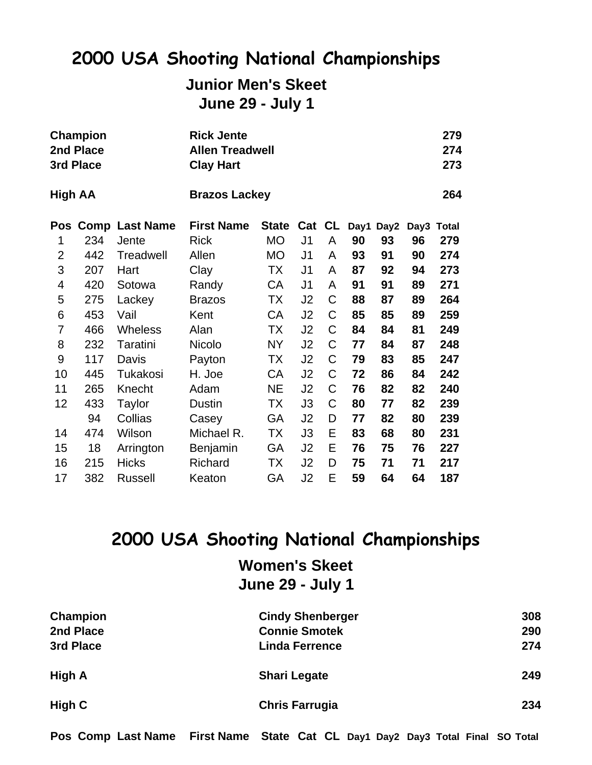# 2000 USA Shooting National Championships

## Junior Men's Skeet

## June 29 - July 1

| | | |
|---|---|---|
| **Champion** | **Rick Jente** | **279** |
| **2nd Place** | **Allen Treadwell** | **274** |
| **3rd Place** | **Clay Hart** | **273** |
| **High AA** | **Brazos Lackey** | **264** |

| Pos | Comp | Last Name | First Name | State | Cat | CL | Day1 | Day2 | Day3 | Total |
|---|---|---|---|---|---|---|---|---|---|---|
| 1 | 234 | Jente | Rick | MO | J1 | A | **90** | **93** | **96** | **279** |
| 2 | 442 | Treadwell | Allen | MO | J1 | A | **93** | **91** | **90** | **274** |
| 3 | 207 | Hart | Clay | TX | J1 | A | **87** | **92** | **94** | **273** |
| 4 | 420 | Sotowa | Randy | CA | J1 | A | **91** | **91** | **89** | **271** |
| 5 | 275 | Lackey | Brazos | TX | J2 | C | **88** | **87** | **89** | **264** |
| 6 | 453 | Vail | Kent | CA | J2 | C | **85** | **85** | **89** | **259** |
| 7 | 466 | Wheless | Alan | TX | J2 | C | **84** | **84** | **81** | **249** |
| 8 | 232 | Taratini | Nicolo | NY | J2 | C | **77** | **84** | **87** | **248** |
| 9 | 117 | Davis | Payton | TX | J2 | C | **79** | **83** | **85** | **247** |
| 10 | 445 | Tukakosi | H. Joe | CA | J2 | C | **72** | **86** | **84** | **242** |
| 11 | 265 | Knecht | Adam | NE | J2 | C | **76** | **82** | **82** | **240** |
| 12 | 433 | Taylor | Dustin | TX | J3 | C | **80** | **77** | **82** | **239** |
| | 94 | Collias | Casey | GA | J2 | D | **77** | **82** | **80** | **239** |
| 14 | 474 | Wilson | Michael R. | TX | J3 | E | **83** | **68** | **80** | **231** |
| 15 | 18 | Arrington | Benjamin | GA | J2 | E | **76** | **75** | **76** | **227** |
| 16 | 215 | Hicks | Richard | TX | J2 | D | **75** | **71** | **71** | **217** |
| 17 | 382 | Russell | Keaton | GA | J2 | E | **59** | **64** | **64** | **187** |

# 2000 USA Shooting National Championships

## Women's Skeet

## June 29 - July 1

| | | |
|---|---|---|
| **Champion** | **Cindy Shenberger** | **308** |
| **2nd Place** | **Connie Smotek** | **290** |
| **3rd Place** | **Linda Ferrence** | **274** |
| **High A** | **Shari Legate** | **249** |
| **High C** | **Chris Farrugia** | **234** |

| Pos | Comp | Last Name | First Name | State | Cat | CL | Day1 | Day2 | Day3 | Total | Final | SO | Total |
|---|---|---|---|---|---|---|---|---|---|---|---|---|---|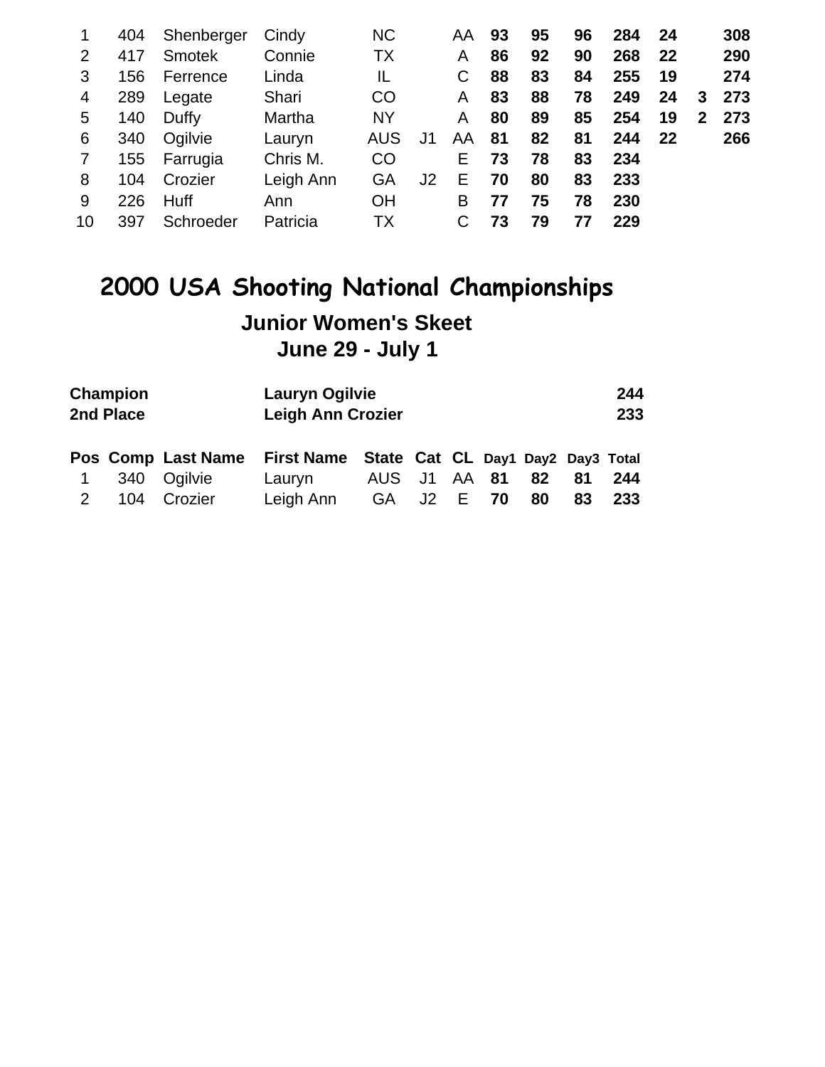| | | | | | | | | | | | | | |
|---|---|---|---|---|---|---|---|---|---|---|---|---|---|
| 1 | 404 | Shenberger | Cindy | NC | | AA | **93** | **95** | **96** | **284** | **24** | | **308** |
| 2 | 417 | Smotek | Connie | TX | | A | **86** | **92** | **90** | **268** | **22** | | **290** |
| 3 | 156 | Ferrence | Linda | IL | | C | **88** | **83** | **84** | **255** | **19** | | **274** |
| 4 | 289 | Legate | Shari | CO | | A | **83** | **88** | **78** | **249** | **24** | **3** | **273** |
| 5 | 140 | Duffy | Martha | NY | | A | **80** | **89** | **85** | **254** | **19** | **2** | **273** |
| 6 | 340 | Ogilvie | Lauryn | AUS | J1 | AA | **81** | **82** | **81** | **244** | **22** | | **266** |
| 7 | 155 | Farrugia | Chris M. | CO | | E | **73** | **78** | **83** | **234** | | | |
| 8 | 104 | Crozier | Leigh Ann | GA | J2 | E | **70** | **80** | **83** | **233** | | | |
| 9 | 226 | Huff | Ann | OH | | B | **77** | **75** | **78** | **230** | | | |
| 10 | 397 | Schroeder | Patricia | TX | | C | **73** | **79** | **77** | **229** | | | |

# 2000 USA Shooting National Championships

## Junior Women's Skeet

## June 29 - July 1

| | | |
|---|---|---|
| **Champion** | **Lauryn Ogilvie** | **244** |
| **2nd Place** | **Leigh Ann Crozier** | **233** |

| Pos | Comp | Last Name | First Name | State | Cat | CL | Day1 | Day2 | Day3 | Total |
|---|---|---|---|---|---|---|---|---|---|---|
| 1 | 340 | Ogilvie | Lauryn | AUS | J1 | AA | **81** | **82** | **81** | **244** |
| 2 | 104 | Crozier | Leigh Ann | GA | J2 | E | **70** | **80** | **83** | **233** |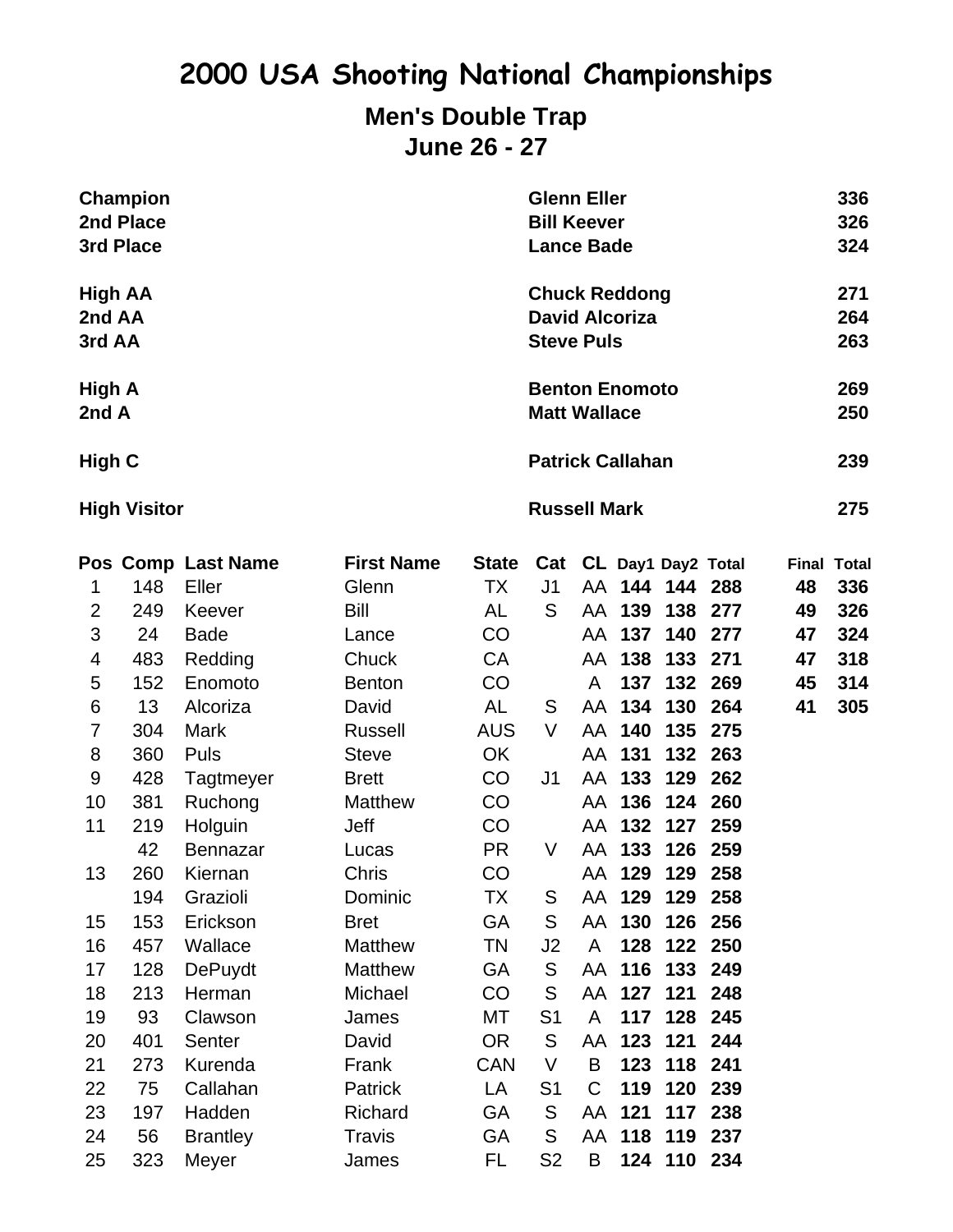# 2000 USA Shooting National Championships

## Men's Double Trap

### June 26 - 27

| | | |
|---|---|---|
| **Champion** | **Glenn Eller** | **336** |
| **2nd Place** | **Bill Keever** | **326** |
| **3rd Place** | **Lance Bade** | **324** |
| | | |
| **High AA** | **Chuck Reddong** | **271** |
| **2nd AA** | **David Alcoriza** | **264** |
| **3rd AA** | **Steve Puls** | **263** |
| | | |
| **High A** | **Benton Enomoto** | **269** |
| **2nd A** | **Matt Wallace** | **250** |
| | | |
| **High C** | **Patrick Callahan** | **239** |
| | | |
| **High Visitor** | **Russell Mark** | **275** |

| Pos | Comp | Last Name | First Name | State | Cat | CL | Day1 | Day2 | Total | Final | Total |
|---|---|---|---|---|---|---|---|---|---|---|---|
| 1 | 148 | Eller | Glenn | TX | J1 | AA | **144** | **144** | **288** | **48** | **336** |
| 2 | 249 | Keever | Bill | AL | S | AA | **139** | **138** | **277** | **49** | **326** |
| 3 | 24 | Bade | Lance | CO | | AA | **137** | **140** | **277** | **47** | **324** |
| 4 | 483 | Redding | Chuck | CA | | AA | **138** | **133** | **271** | **47** | **318** |
| 5 | 152 | Enomoto | Benton | CO | | A | **137** | **132** | **269** | **45** | **314** |
| 6 | 13 | Alcoriza | David | AL | S | AA | **134** | **130** | **264** | **41** | **305** |
| 7 | 304 | Mark | Russell | AUS | V | AA | **140** | **135** | **275** | | |
| 8 | 360 | Puls | Steve | OK | | AA | **131** | **132** | **263** | | |
| 9 | 428 | Tagtmeyer | Brett | CO | J1 | AA | **133** | **129** | **262** | | |
| 10 | 381 | Ruchong | Matthew | CO | | AA | **136** | **124** | **260** | | |
| 11 | 219 | Holguin | Jeff | CO | | AA | **132** | **127** | **259** | | |
| | 42 | Bennazar | Lucas | PR | V | AA | **133** | **126** | **259** | | |
| 13 | 260 | Kiernan | Chris | CO | | AA | **129** | **129** | **258** | | |
| | 194 | Grazioli | Dominic | TX | S | AA | **129** | **129** | **258** | | |
| 15 | 153 | Erickson | Bret | GA | S | AA | **130** | **126** | **256** | | |
| 16 | 457 | Wallace | Matthew | TN | J2 | A | **128** | **122** | **250** | | |
| 17 | 128 | DePuydt | Matthew | GA | S | AA | **116** | **133** | **249** | | |
| 18 | 213 | Herman | Michael | CO | S | AA | **127** | **121** | **248** | | |
| 19 | 93 | Clawson | James | MT | S1 | A | **117** | **128** | **245** | | |
| 20 | 401 | Senter | David | OR | S | AA | **123** | **121** | **244** | | |
| 21 | 273 | Kurenda | Frank | CAN | V | B | **123** | **118** | **241** | | |
| 22 | 75 | Callahan | Patrick | LA | S1 | C | **119** | **120** | **239** | | |
| 23 | 197 | Hadden | Richard | GA | S | AA | **121** | **117** | **238** | | |
| 24 | 56 | Brantley | Travis | GA | S | AA | **118** | **119** | **237** | | |
| 25 | 323 | Meyer | James | FL | S2 | B | **124** | **110** | **234** | | |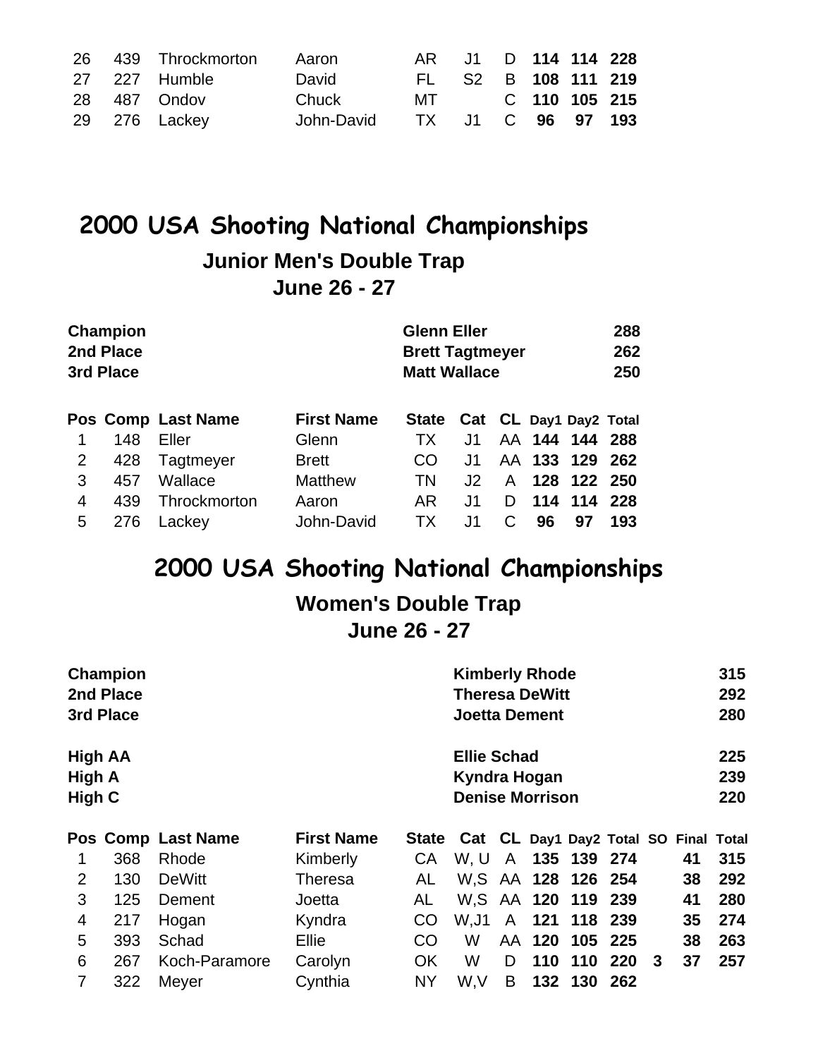| 26 | 439 | Throckmorton | Aaron | AR | J1 | D | **114** | **114** | **228** |
|---|---|---|---|---|---|---|---|---|---|
| 27 | 227 | Humble | David | FL | S2 | B | **108** | **111** | **219** |
| 28 | 487 | Ondov | Chuck | MT | | C | **110** | **105** | **215** |
| 29 | 276 | Lackey | John-David | TX | J1 | C | **96** | **97** | **193** |

# 2000 USA Shooting National Championships

## Junior Men's Double Trap

### June 26 - 27

| | | |
|---|---|---|
| **Champion** | **Glenn Eller** | **288** |
| **2nd Place** | **Brett Tagtmeyer** | **262** |
| **3rd Place** | **Matt Wallace** | **250** |

| Pos | Comp | Last Name | First Name | State | Cat | CL | Day1 | Day2 | Total |
|---|---|---|---|---|---|---|---|---|---|
| 1 | 148 | Eller | Glenn | TX | J1 | AA | **144** | **144** | **288** |
| 2 | 428 | Tagtmeyer | Brett | CO | J1 | AA | **133** | **129** | **262** |
| 3 | 457 | Wallace | Matthew | TN | J2 | A | **128** | **122** | **250** |
| 4 | 439 | Throckmorton | Aaron | AR | J1 | D | **114** | **114** | **228** |
| 5 | 276 | Lackey | John-David | TX | J1 | C | **96** | **97** | **193** |

# 2000 USA Shooting National Championships

## Women's Double Trap

### June 26 - 27

| | | |
|---|---|---|
| **Champion** | **Kimberly Rhode** | **315** |
| **2nd Place** | **Theresa DeWitt** | **292** |
| **3rd Place** | **Joetta Dement** | **280** |
| **High AA** | **Ellie Schad** | **225** |
| **High A** | **Kyndra Hogan** | **239** |
| **High C** | **Denise Morrison** | **220** |

| Pos | Comp | Last Name | First Name | State | Cat | CL | Day1 | Day2 | Total | SO | Final | Total |
|---|---|---|---|---|---|---|---|---|---|---|---|---|
| 1 | 368 | Rhode | Kimberly | CA | W, U | A | **135** | **139** | **274** | | **41** | **315** |
| 2 | 130 | DeWitt | Theresa | AL | W,S | AA | **128** | **126** | **254** | | **38** | **292** |
| 3 | 125 | Dement | Joetta | AL | W,S | AA | **120** | **119** | **239** | | **41** | **280** |
| 4 | 217 | Hogan | Kyndra | CO | W,J1 | A | **121** | **118** | **239** | | **35** | **274** |
| 5 | 393 | Schad | Ellie | CO | W | AA | **120** | **105** | **225** | | **38** | **263** |
| 6 | 267 | Koch-Paramore | Carolyn | OK | W | D | **110** | **110** | **220** | **3** | **37** | **257** |
| 7 | 322 | Meyer | Cynthia | NY | W,V | B | **132** | **130** | **262** | | | |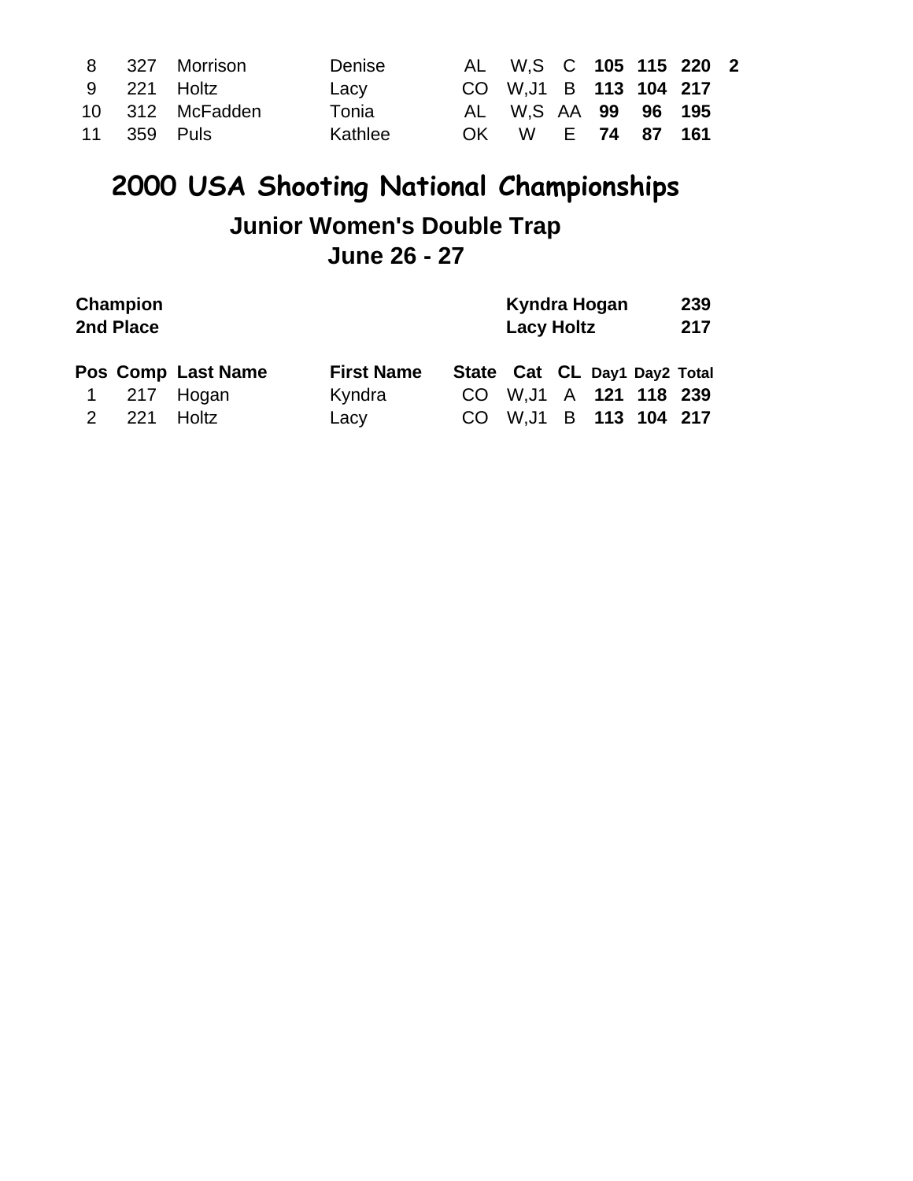| | | | | | | | | | | |
|---|---|---|---|---|---|---|---|---|---|---|
| 8 | 327 | Morrison | Denise | AL | W,S | C | **105** | **115** | **220** | **2** |
| 9 | 221 | Holtz | Lacy | CO | W,J1 | B | **113** | **104** | **217** | |
| 10 | 312 | McFadden | Tonia | AL | W,S | AA | **99** | **96** | **195** | |
| 11 | 359 | Puls | Kathlee | OK | W | E | **74** | **87** | **161** | |

# 2000 USA Shooting National Championships

## Junior Women's Double Trap

## June 26 - 27

| | | |
|---|---|---|
| **Champion** | **Kyndra Hogan** | **239** |
| **2nd Place** | **Lacy Holtz** | **217** |

| Pos | Comp | Last Name | First Name | State | Cat | CL | Day1 | Day2 | Total |
|---|---|---|---|---|---|---|---|---|---|
| 1 | 217 | Hogan | Kyndra | CO | W,J1 | A | **121** | **118** | **239** |
| 2 | 221 | Holtz | Lacy | CO | W,J1 | B | **113** | **104** | **217** |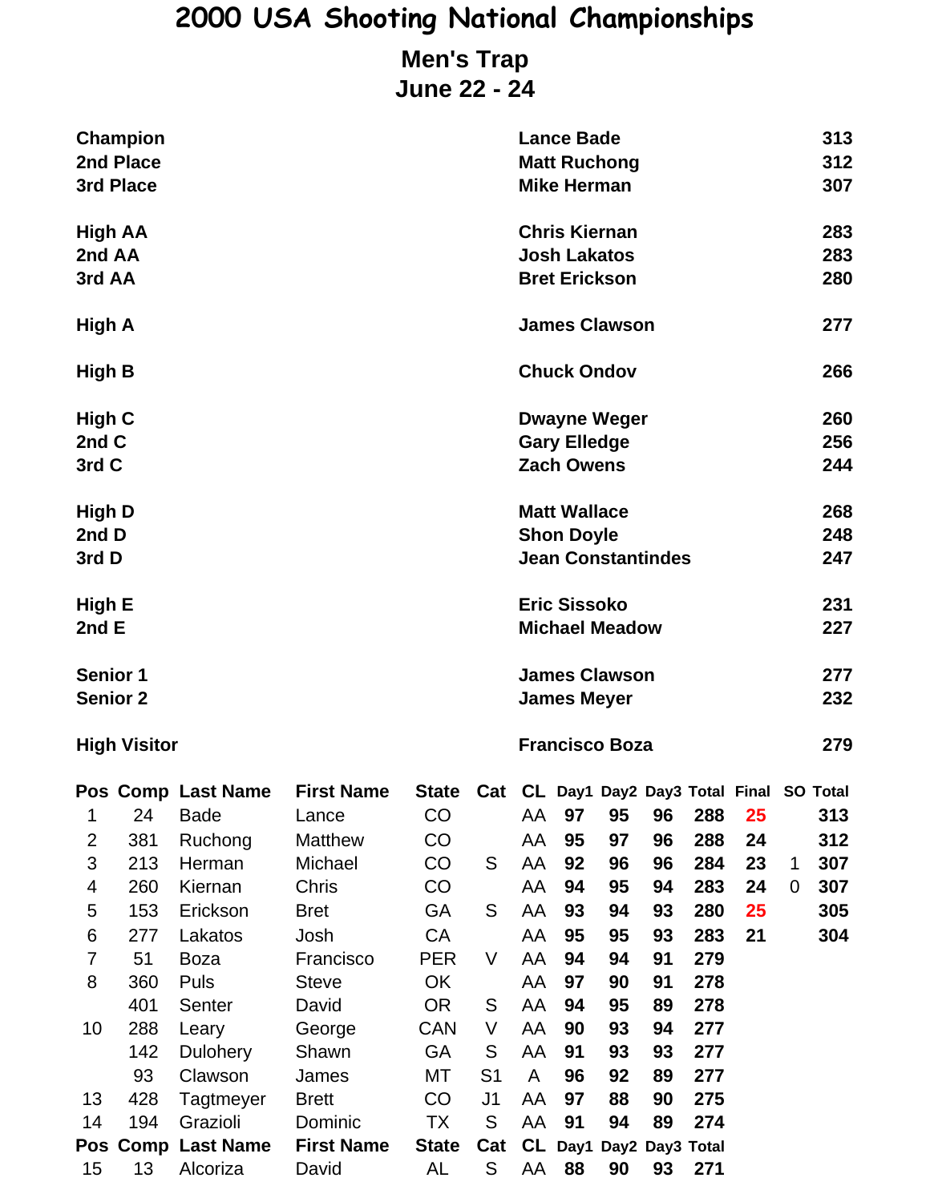# 2000 USA Shooting National Championships

## Men's Trap
## June 22 - 24

| | | |
|---|---|---|
| **Champion** | **Lance Bade** | **313** |
| **2nd Place** | **Matt Ruchong** | **312** |
| **3rd Place** | **Mike Herman** | **307** |
| | | |
| **High AA** | **Chris Kiernan** | **283** |
| **2nd AA** | **Josh Lakatos** | **283** |
| **3rd AA** | **Bret Erickson** | **280** |
| | | |
| **High A** | **James Clawson** | **277** |
| | | |
| **High B** | **Chuck Ondov** | **266** |
| | | |
| **High C** | **Dwayne Weger** | **260** |
| **2nd C** | **Gary Elledge** | **256** |
| **3rd C** | **Zach Owens** | **244** |
| | | |
| **High D** | **Matt Wallace** | **268** |
| **2nd D** | **Shon Doyle** | **248** |
| **3rd D** | **Jean Constantindes** | **247** |
| | | |
| **High E** | **Eric Sissoko** | **231** |
| **2nd E** | **Michael Meadow** | **227** |
| | | |
| **Senior 1** | **James Clawson** | **277** |
| **Senior 2** | **James Meyer** | **232** |
| | | |
| **High Visitor** | **Francisco Boza** | **279** |

| Pos | Comp | Last Name | First Name | State | Cat | CL | Day1 | Day2 | Day3 | Total | Final | SO | Total |
|---|---|---|---|---|---|---|---|---|---|---|---|---|---|
| 1 | 24 | Bade | Lance | CO | | AA | 97 | 95 | 96 | 288 | 25 | | 313 |
| 2 | 381 | Ruchong | Matthew | CO | | AA | 95 | 97 | 96 | 288 | 24 | | 312 |
| 3 | 213 | Herman | Michael | CO | S | AA | 92 | 96 | 96 | 284 | 23 | 1 | 307 |
| 4 | 260 | Kiernan | Chris | CO | | AA | 94 | 95 | 94 | 283 | 24 | 0 | 307 |
| 5 | 153 | Erickson | Bret | GA | S | AA | 93 | 94 | 93 | 280 | 25 | | 305 |
| 6 | 277 | Lakatos | Josh | CA | | AA | 95 | 95 | 93 | 283 | 21 | | 304 |
| 7 | 51 | Boza | Francisco | PER | V | AA | 94 | 94 | 91 | 279 | | | |
| 8 | 360 | Puls | Steve | OK | | AA | 97 | 90 | 91 | 278 | | | |
| | 401 | Senter | David | OR | S | AA | 94 | 95 | 89 | 278 | | | |
| 10 | 288 | Leary | George | CAN | V | AA | 90 | 93 | 94 | 277 | | | |
| | 142 | Dulohery | Shawn | GA | S | AA | 91 | 93 | 93 | 277 | | | |
| | 93 | Clawson | James | MT | S1 | A | 96 | 92 | 89 | 277 | | | |
| 13 | 428 | Tagtmeyer | Brett | CO | J1 | AA | 97 | 88 | 90 | 275 | | | |
| 14 | 194 | Grazioli | Dominic | TX | S | AA | 91 | 94 | 89 | 274 | | | |

| Pos | Comp | Last Name | First Name | State | Cat | CL | Day1 | Day2 | Day3 | Total |
|---|---|---|---|---|---|---|---|---|---|---|
| 15 | 13 | Alcoriza | David | AL | S | AA | 88 | 90 | 93 | 271 |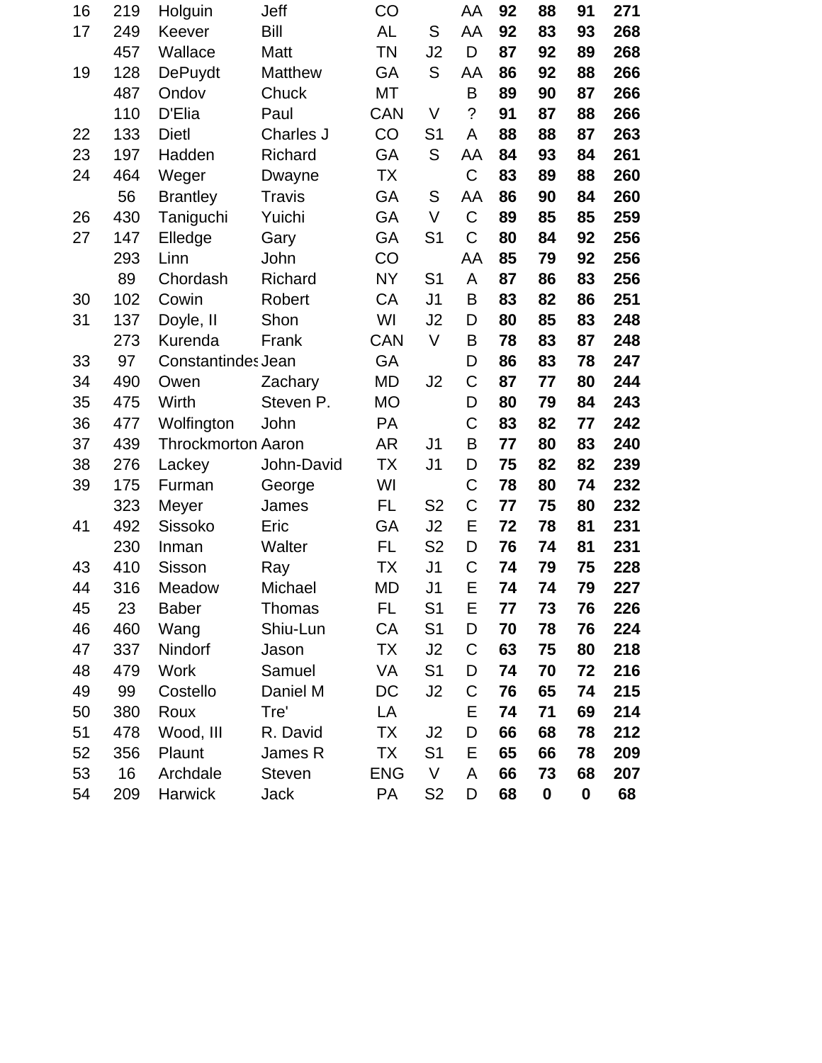| | | | | | | | | | | |
|---|---|---|---|---|---|---|---|---|---|---|
| 16 | 219 | Holguin | Jeff | CO | | AA | **92** | **88** | **91** | **271** |
| 17 | 249 | Keever | Bill | AL | S | AA | **92** | **83** | **93** | **268** |
| | 457 | Wallace | Matt | TN | J2 | D | **87** | **92** | **89** | **268** |
| 19 | 128 | DePuydt | Matthew | GA | S | AA | **86** | **92** | **88** | **266** |
| | 487 | Ondov | Chuck | MT | | B | **89** | **90** | **87** | **266** |
| | 110 | D'Elia | Paul | CAN | V | ? | **91** | **87** | **88** | **266** |
| 22 | 133 | Dietl | Charles J | CO | S1 | A | **88** | **88** | **87** | **263** |
| 23 | 197 | Hadden | Richard | GA | S | AA | **84** | **93** | **84** | **261** |
| 24 | 464 | Weger | Dwayne | TX | | C | **83** | **89** | **88** | **260** |
| | 56 | Brantley | Travis | GA | S | AA | **86** | **90** | **84** | **260** |
| 26 | 430 | Taniguchi | Yuichi | GA | V | C | **89** | **85** | **85** | **259** |
| 27 | 147 | Elledge | Gary | GA | S1 | C | **80** | **84** | **92** | **256** |
| | 293 | Linn | John | CO | | AA | **85** | **79** | **92** | **256** |
| | 89 | Chordash | Richard | NY | S1 | A | **87** | **86** | **83** | **256** |
| 30 | 102 | Cowin | Robert | CA | J1 | B | **83** | **82** | **86** | **251** |
| 31 | 137 | Doyle, II | Shon | WI | J2 | D | **80** | **85** | **83** | **248** |
| | 273 | Kurenda | Frank | CAN | V | B | **78** | **83** | **87** | **248** |
| 33 | 97 | Constantindes | Jean | GA | | D | **86** | **83** | **78** | **247** |
| 34 | 490 | Owen | Zachary | MD | J2 | C | **87** | **77** | **80** | **244** |
| 35 | 475 | Wirth | Steven P. | MO | | D | **80** | **79** | **84** | **243** |
| 36 | 477 | Wolfington | John | PA | | C | **83** | **82** | **77** | **242** |
| 37 | 439 | Throckmorton | Aaron | AR | J1 | B | **77** | **80** | **83** | **240** |
| 38 | 276 | Lackey | John-David | TX | J1 | D | **75** | **82** | **82** | **239** |
| 39 | 175 | Furman | George | WI | | C | **78** | **80** | **74** | **232** |
| | 323 | Meyer | James | FL | S2 | C | **77** | **75** | **80** | **232** |
| 41 | 492 | Sissoko | Eric | GA | J2 | E | **72** | **78** | **81** | **231** |
| | 230 | Inman | Walter | FL | S2 | D | **76** | **74** | **81** | **231** |
| 43 | 410 | Sisson | Ray | TX | J1 | C | **74** | **79** | **75** | **228** |
| 44 | 316 | Meadow | Michael | MD | J1 | E | **74** | **74** | **79** | **227** |
| 45 | 23 | Baber | Thomas | FL | S1 | E | **77** | **73** | **76** | **226** |
| 46 | 460 | Wang | Shiu-Lun | CA | S1 | D | **70** | **78** | **76** | **224** |
| 47 | 337 | Nindorf | Jason | TX | J2 | C | **63** | **75** | **80** | **218** |
| 48 | 479 | Work | Samuel | VA | S1 | D | **74** | **70** | **72** | **216** |
| 49 | 99 | Costello | Daniel M | DC | J2 | C | **76** | **65** | **74** | **215** |
| 50 | 380 | Roux | Tre' | LA | | E | **74** | **71** | **69** | **214** |
| 51 | 478 | Wood, III | R. David | TX | J2 | D | **66** | **68** | **78** | **212** |
| 52 | 356 | Plaunt | James R | TX | S1 | E | **65** | **66** | **78** | **209** |
| 53 | 16 | Archdale | Steven | ENG | V | A | **66** | **73** | **68** | **207** |
| 54 | 209 | Harwick | Jack | PA | S2 | D | **68** | **0** | **0** | **68** |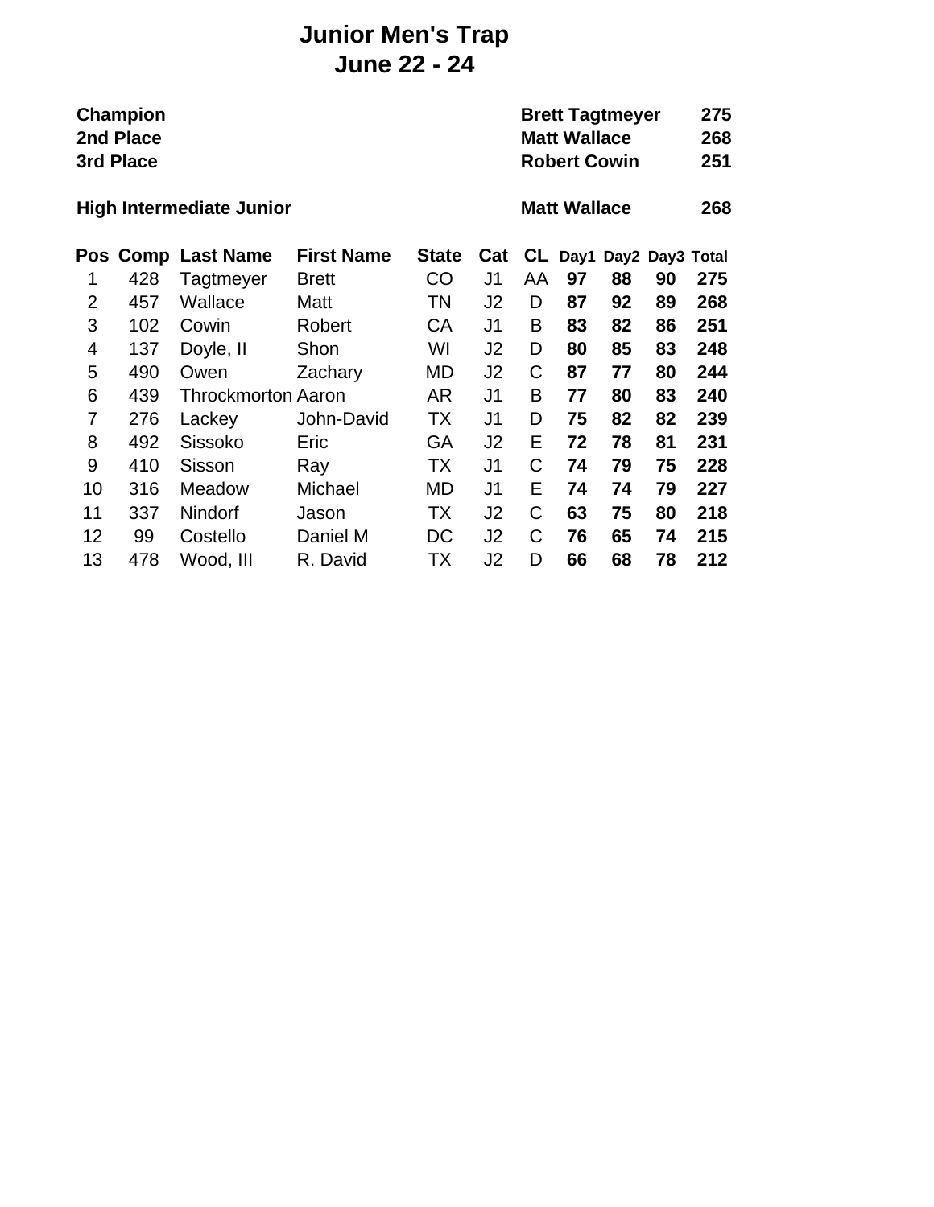# Junior Men's Trap
## June 22 - 24

| | | |
|---|---|---|
| **Champion** | **Brett Tagtmeyer** | **275** |
| **2nd Place** | **Matt Wallace** | **268** |
| **3rd Place** | **Robert Cowin** | **251** |
| | | |
| **High Intermediate Junior** | **Matt Wallace** | **268** |

| Pos | Comp | Last Name | First Name | State | Cat | CL | Day1 | Day2 | Day3 | Total |
|---|---|---|---|---|---|---|---|---|---|---|
| 1 | 428 | Tagtmeyer | Brett | CO | J1 | AA | **97** | **88** | **90** | **275** |
| 2 | 457 | Wallace | Matt | TN | J2 | D | **87** | **92** | **89** | **268** |
| 3 | 102 | Cowin | Robert | CA | J1 | B | **83** | **82** | **86** | **251** |
| 4 | 137 | Doyle, II | Shon | WI | J2 | D | **80** | **85** | **83** | **248** |
| 5 | 490 | Owen | Zachary | MD | J2 | C | **87** | **77** | **80** | **244** |
| 6 | 439 | Throckmorton | Aaron | AR | J1 | B | **77** | **80** | **83** | **240** |
| 7 | 276 | Lackey | John-David | TX | J1 | D | **75** | **82** | **82** | **239** |
| 8 | 492 | Sissoko | Eric | GA | J2 | E | **72** | **78** | **81** | **231** |
| 9 | 410 | Sisson | Ray | TX | J1 | C | **74** | **79** | **75** | **228** |
| 10 | 316 | Meadow | Michael | MD | J1 | E | **74** | **74** | **79** | **227** |
| 11 | 337 | Nindorf | Jason | TX | J2 | C | **63** | **75** | **80** | **218** |
| 12 | 99 | Costello | Daniel M | DC | J2 | C | **76** | **65** | **74** | **215** |
| 13 | 478 | Wood, III | R. David | TX | J2 | D | **66** | **68** | **78** | **212** |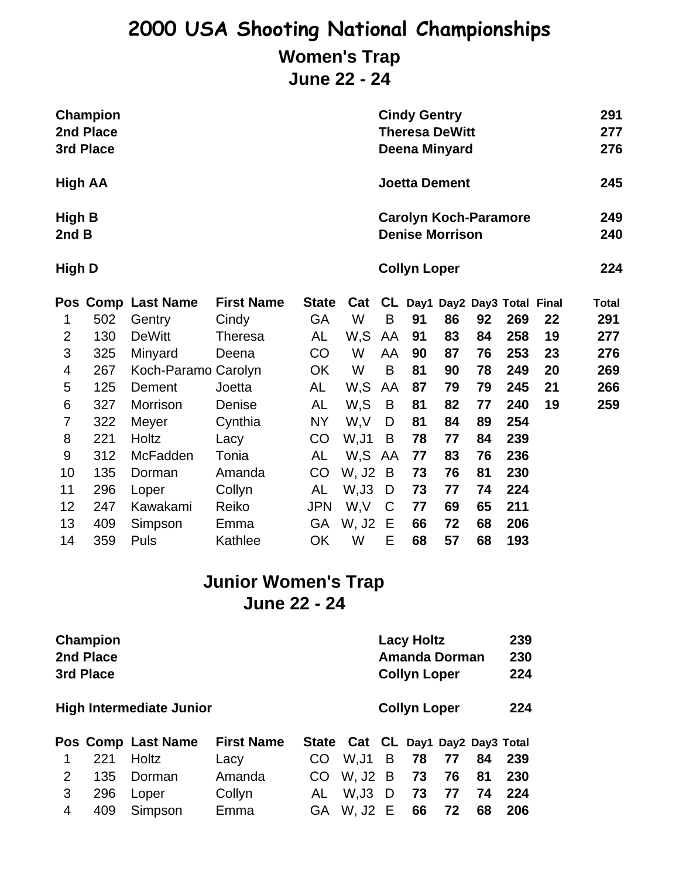# 2000 USA Shooting National Championships

## Women's Trap

## June 22 - 24

| | | |
|---|---|---|
| **Champion** | **Cindy Gentry** | **291** |
| **2nd Place** | **Theresa DeWitt** | **277** |
| **3rd Place** | **Deena Minyard** | **276** |
| **High AA** | **Joetta Dement** | **245** |
| **High B** | **Carolyn Koch-Paramore** | **249** |
| **2nd B** | **Denise Morrison** | **240** |
| **High D** | **Collyn Loper** | **224** |

| Pos | Comp | Last Name | First Name | State | Cat | CL | Day1 | Day2 | Day3 | Total | Final | Total |
|---|---|---|---|---|---|---|---|---|---|---|---|---|
| 1 | 502 | Gentry | Cindy | GA | W | B | **91** | **86** | **92** | **269** | **22** | **291** |
| 2 | 130 | DeWitt | Theresa | AL | W,S | AA | **91** | **83** | **84** | **258** | **19** | **277** |
| 3 | 325 | Minyard | Deena | CO | W | AA | **90** | **87** | **76** | **253** | **23** | **276** |
| 4 | 267 | Koch-Paramo | Carolyn | OK | W | B | **81** | **90** | **78** | **249** | **20** | **269** |
| 5 | 125 | Dement | Joetta | AL | W,S | AA | **87** | **79** | **79** | **245** | **21** | **266** |
| 6 | 327 | Morrison | Denise | AL | W,S | B | **81** | **82** | **77** | **240** | **19** | **259** |
| 7 | 322 | Meyer | Cynthia | NY | W,V | D | **81** | **84** | **89** | **254** | | |
| 8 | 221 | Holtz | Lacy | CO | W,J1 | B | **78** | **77** | **84** | **239** | | |
| 9 | 312 | McFadden | Tonia | AL | W,S | AA | **77** | **83** | **76** | **236** | | |
| 10 | 135 | Dorman | Amanda | CO | W, J2 | B | **73** | **76** | **81** | **230** | | |
| 11 | 296 | Loper | Collyn | AL | W,J3 | D | **73** | **77** | **74** | **224** | | |
| 12 | 247 | Kawakami | Reiko | JPN | W,V | C | **77** | **69** | **65** | **211** | | |
| 13 | 409 | Simpson | Emma | GA | W, J2 | E | **66** | **72** | **68** | **206** | | |
| 14 | 359 | Puls | Kathlee | OK | W | E | **68** | **57** | **68** | **193** | | |

## Junior Women's Trap

## June 22 - 24

| | | |
|---|---|---|
| **Champion** | **Lacy Holtz** | **239** |
| **2nd Place** | **Amanda Dorman** | **230** |
| **3rd Place** | **Collyn Loper** | **224** |
| **High Intermediate Junior** | **Collyn Loper** | **224** |

| Pos | Comp | Last Name | First Name | State | Cat | CL | Day1 | Day2 | Day3 | Total |
|---|---|---|---|---|---|---|---|---|---|---|
| 1 | 221 | Holtz | Lacy | CO | W,J1 | B | **78** | **77** | **84** | **239** |
| 2 | 135 | Dorman | Amanda | CO | W, J2 | B | **73** | **76** | **81** | **230** |
| 3 | 296 | Loper | Collyn | AL | W,J3 | D | **73** | **77** | **74** | **224** |
| 4 | 409 | Simpson | Emma | GA | W, J2 | E | **66** | **72** | **68** | **206** |